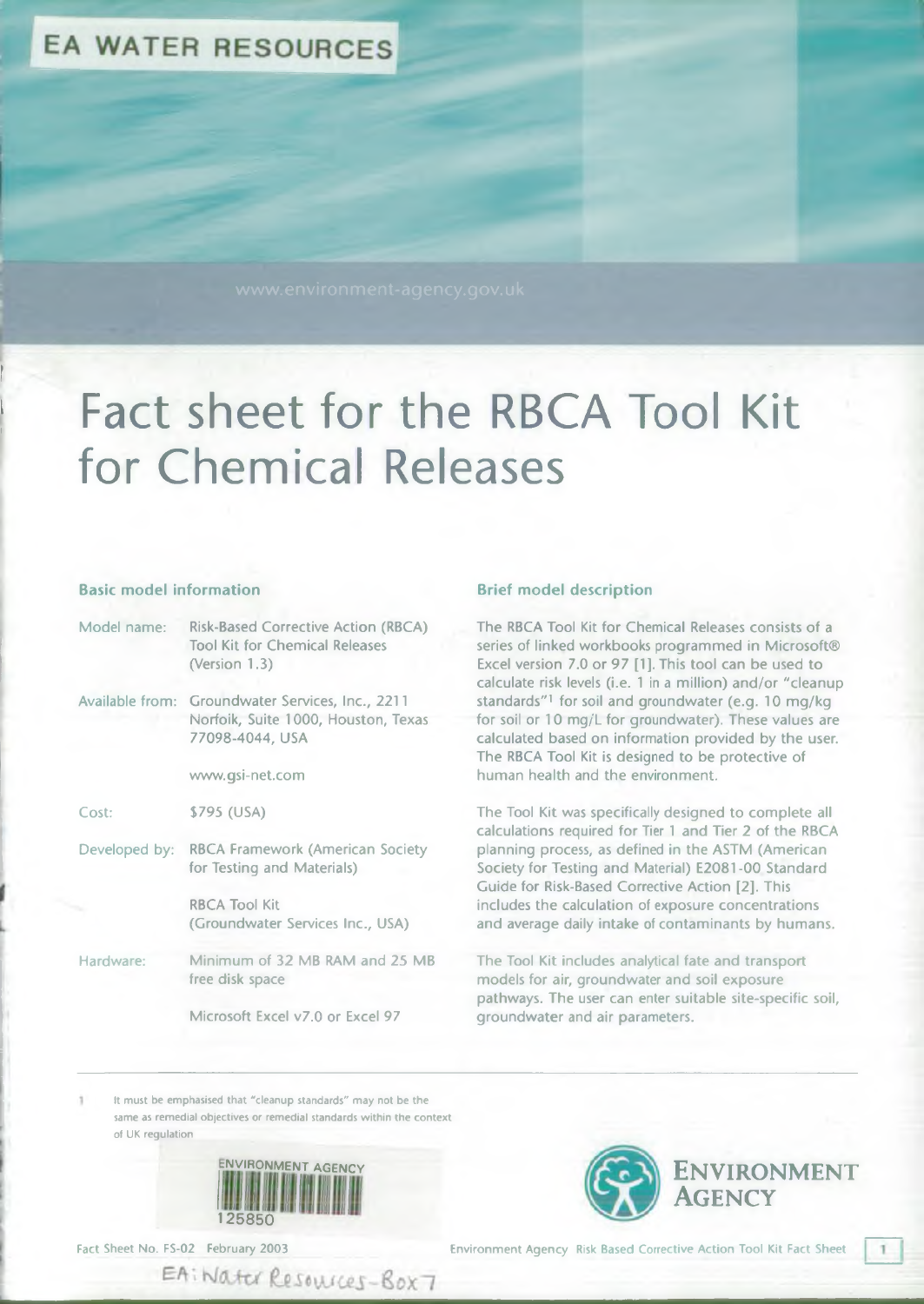EA WATER RESOURCES

www.environment-agency.gov.uk

# Fact sheet for the RBCA Tool Kit for Chemical Releases

## Basic model information

| | |
|---|---|
| Model name: | Risk-Based Corrective Action (RBCA) Tool Kit for Chemical Releases (Version 1.3) |
| Available from: | Groundwater Services, Inc., 2211 Norfolk, Suite 1000, Houston, Texas 77098-4044, USA<br><br>www.gsi-net.com |
| Cost: | $795 (USA) |
| Developed by: | RBCA Framework (American Society for Testing and Materials)<br><br>RBCA Tool Kit (Groundwater Services Inc., USA) |
| Hardware: | Minimum of 32 MB RAM and 25 MB free disk space<br><br>Microsoft Excel v7.0 or Excel 97 |

## Brief model description

The RBCA Tool Kit for Chemical Releases consists of a series of linked workbooks programmed in Microsoft® Excel version 7.0 or 97 [1]. This tool can be used to calculate risk levels (i.e. 1 in a million) and/or "cleanup standards"[1] for soil and groundwater (e.g. 10 mg/kg for soil or 10 mg/L for groundwater). These values are calculated based on information provided by the user. The RBCA Tool Kit is designed to be protective of human health and the environment.

The Tool Kit was specifically designed to complete all calculations required for Tier 1 and Tier 2 of the RBCA planning process, as defined in the ASTM (American Society for Testing and Material) E2081-00 Standard Guide for Risk-Based Corrective Action [2]. This includes the calculation of exposure concentrations and average daily intake of contaminants by humans.

The Tool Kit includes analytical fate and transport models for air, groundwater and soil exposure pathways. The user can enter suitable site-specific soil, groundwater and air parameters.

---

1 It must be emphasised that "cleanup standards" may not be the same as remedial objectives or remedial standards within the context of UK regulation

ENVIRONMENT AGENCY
125850

ENVIRONMENT AGENCY

Fact Sheet No. FS-02 February 2003

EA: Water Resources-Box 7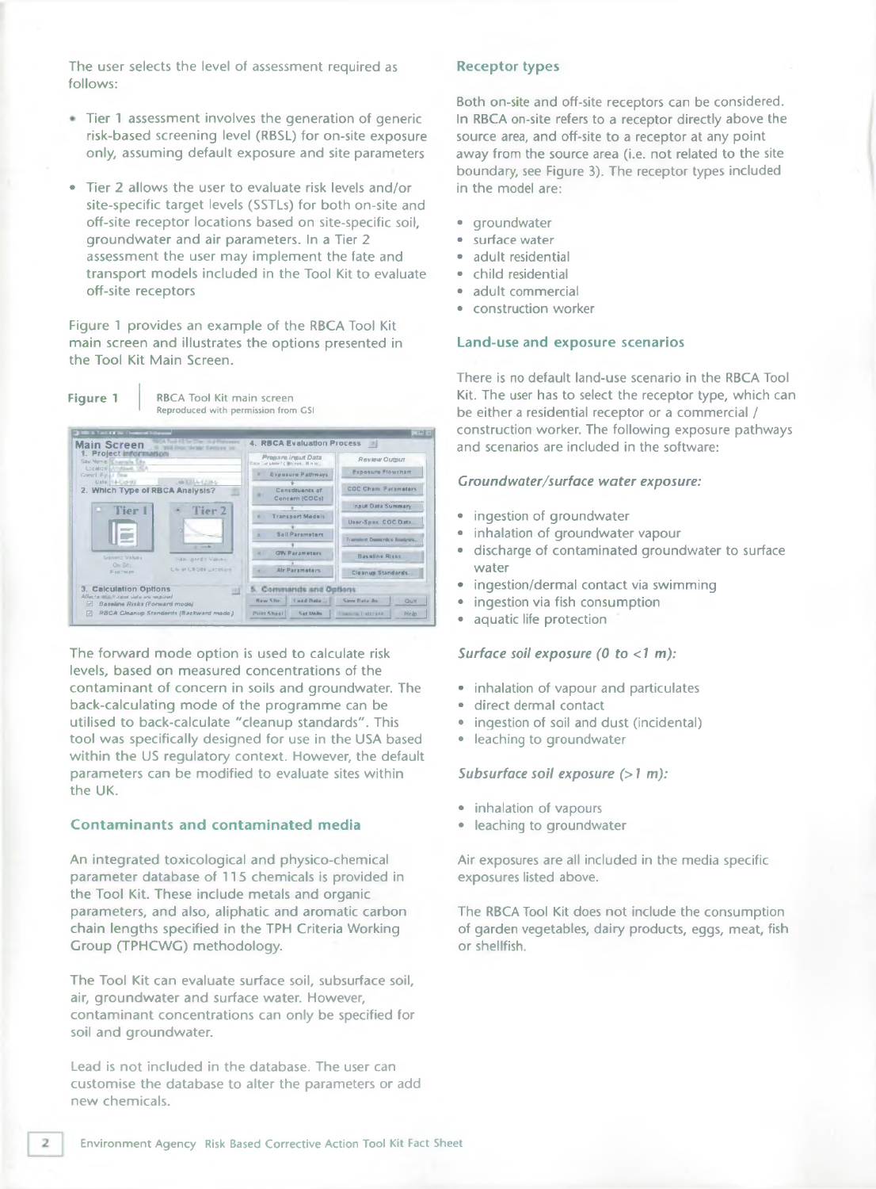The user selects the level of assessment required as follows:

- Tier 1 assessment involves the generation of generic risk-based screening level (RBSL) for on-site exposure only, assuming default exposure and site parameters
- Tier 2 allows the user to evaluate risk levels and/or site-specific target levels (SSTLs) for both on-site and off-site receptor locations based on site-specific soil, groundwater and air parameters. In a Tier 2 assessment the user may implement the fate and transport models included in the Tool Kit to evaluate off-site receptors

Figure 1 provides an example of the RBCA Tool Kit main screen and illustrates the options presented in the Tool Kit Main Screen.

**Figure 1** RBCA Tool Kit main screen
Reproduced with permission from GSI

The forward mode option is used to calculate risk levels, based on measured concentrations of the contaminant of concern in soils and groundwater. The back-calculating mode of the programme can be utilised to back-calculate "cleanup standards". This tool was specifically designed for use in the USA based within the US regulatory context. However, the default parameters can be modified to evaluate sites within the UK.

## Contaminants and contaminated media

An integrated toxicological and physico-chemical parameter database of 115 chemicals is provided in the Tool Kit. These include metals and organic parameters, and also, aliphatic and aromatic carbon chain lengths specified in the TPH Criteria Working Group (TPHCWG) methodology.

The Tool Kit can evaluate surface soil, subsurface soil, air, groundwater and surface water. However, contaminant concentrations can only be specified for soil and groundwater.

Lead is not included in the database. The user can customise the database to alter the parameters or add new chemicals.

## Receptor types

Both on-site and off-site receptors can be considered. In RBCA on-site refers to a receptor directly above the source area, and off-site to a receptor at any point away from the source area (i.e. not related to the site boundary, see Figure 3). The receptor types included in the model are:

- groundwater
- surface water
- adult residential
- child residential
- adult commercial
- construction worker

## Land-use and exposure scenarios

There is no default land-use scenario in the RBCA Tool Kit. The user has to select the receptor type, which can be either a residential receptor or a commercial / construction worker. The following exposure pathways and scenarios are included in the software:

### *Groundwater/surface water exposure:*

- ingestion of groundwater
- inhalation of groundwater vapour
- discharge of contaminated groundwater to surface water
- ingestion/dermal contact via swimming
- ingestion via fish consumption
- aquatic life protection

### *Surface soil exposure (0 to <1 m):*

- inhalation of vapour and particulates
- direct dermal contact
- ingestion of soil and dust (incidental)
- leaching to groundwater

### *Subsurface soil exposure (>1 m):*

- inhalation of vapours
- leaching to groundwater

Air exposures are all included in the media specific exposures listed above.

The RBCA Tool Kit does not include the consumption of garden vegetables, dairy products, eggs, meat, fish or shellfish.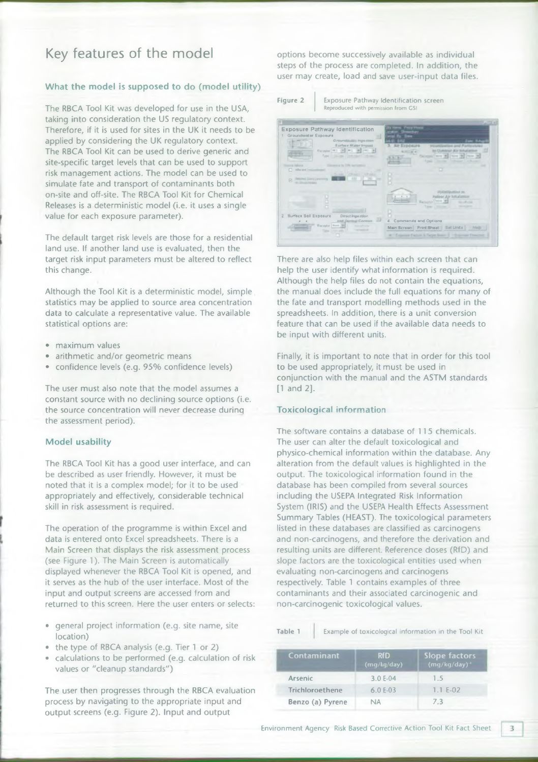## Key features of the model

### What the model is supposed to do (model utility)

The RBCA Tool Kit was developed for use in the USA, taking into consideration the US regulatory context. Therefore, if it is used for sites in the UK it needs to be applied by considering the UK regulatory context. The RBCA Tool Kit can be used to derive generic and site-specific target levels that can be used to support risk management actions. The model can be used to simulate fate and transport of contaminants both on-site and off-site. The RBCA Tool Kit for Chemical Releases is a deterministic model (i.e. it uses a single value for each exposure parameter).

The default target risk levels are those for a residential land use. If another land use is evaluated, then the target risk input parameters must be altered to reflect this change.

Although the Tool Kit is a deterministic model, simple statistics may be applied to source area concentration data to calculate a representative value. The available statistical options are:

- maximum values
- arithmetic and/or geometric means
- confidence levels (e.g. 95% confidence levels)

The user must also note that the model assumes a constant source with no declining source options (i.e. the source concentration will never decrease during the assessment period).

### Model usability

The RBCA Tool Kit has a good user interface, and can be described as user friendly. However, it must be noted that it is a complex model; for it to be used appropriately and effectively, considerable technical skill in risk assessment is required.

The operation of the programme is within Excel and data is entered onto Excel spreadsheets. There is a Main Screen that displays the risk assessment process (see Figure 1). The Main Screen is automatically displayed whenever the RBCA Tool Kit is opened, and it serves as the hub of the user interface. Most of the input and output screens are accessed from and returned to this screen. Here the user enters or selects:

- general project information (e.g. site name, site location)
- the type of RBCA analysis (e.g. Tier 1 or 2)
- calculations to be performed (e.g. calculation of risk values or "cleanup standards")

The user then progresses through the RBCA evaluation process by navigating to the appropriate input and output screens (e.g. Figure 2). Input and output options become successively available as individual steps of the process are completed. In addition, the user may create, load and save user-input data files.

**Figure 2** Exposure Pathway Identification screen
Reproduced with permission from GSI

There are also help files within each screen that can help the user identify what information is required. Although the help files do not contain the equations, the manual does include the full equations for many of the fate and transport modelling methods used in the spreadsheets. In addition, there is a unit conversion feature that can be used if the available data needs to be input with different units.

Finally, it is important to note that in order for this tool to be used appropriately, it must be used in conjunction with the manual and the ASTM standards [1 and 2].

### Toxicological information

The software contains a database of 115 chemicals. The user can alter the default toxicological and physico-chemical information within the database. Any alteration from the default values is highlighted in the output. The toxicological information found in the database has been compiled from several sources including the USEPA Integrated Risk Information System (IRIS) and the USEPA Health Effects Assessment Summary Tables (HEAST). The toxicological parameters listed in these databases are classified as carcinogens and non-carcinogens, and therefore the derivation and resulting units are different. Reference doses (RfD) and slope factors are the toxicological entities used when evaluating non-carcinogens and carcinogens respectively. Table 1 contains examples of three contaminants and their associated carcinogenic and non-carcinogenic toxicological values.

**Table 1** Example of toxicological information in the Tool Kit

| Contaminant | RfD (mg/kg/day) | Slope factors $(mg/kg/day)^{-1}$ |
|---|---|---|
| Arsenic | 3.0 E-04 | 1.5 |
| Trichloroethene | 6.0 E-03 | 1.1 E-02 |
| Benzo (a) Pyrene | NA | 7.3 |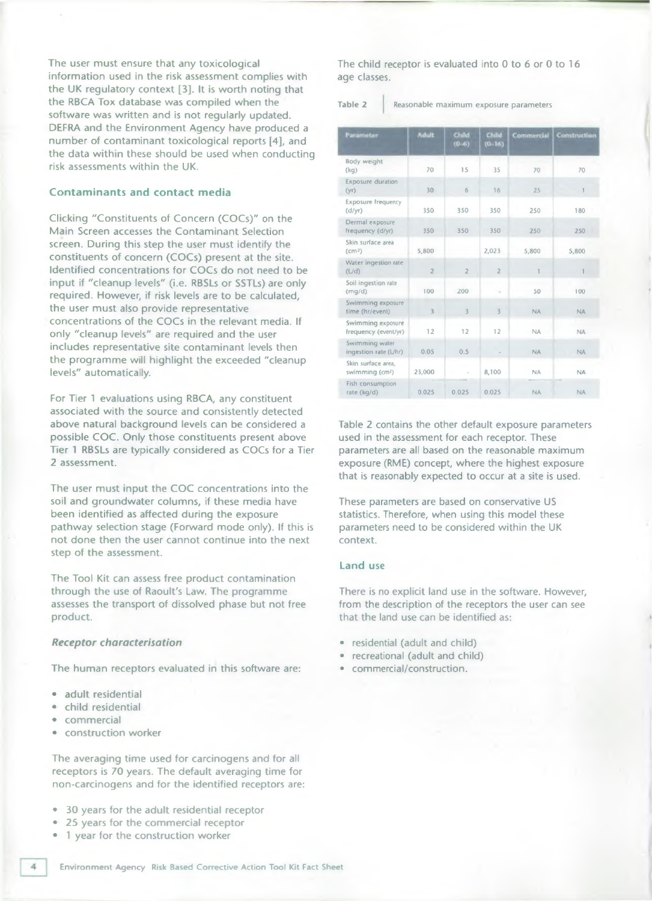The user must ensure that any toxicological information used in the risk assessment complies with the UK regulatory context [3]. It is worth noting that the RBCA Tox database was compiled when the software was written and is not regularly updated. DEFRA and the Environment Agency have produced a number of contaminant toxicological reports [4], and the data within these should be used when conducting risk assessments within the UK.

### Contaminants and contact media

Clicking "Constituents of Concern (COCs)" on the Main Screen accesses the Contaminant Selection screen. During this step the user must identify the constituents of concern (COCs) present at the site. Identified concentrations for COCs do not need to be input if "cleanup levels" (i.e. RBSLs or SSTLs) are only required. However, if risk levels are to be calculated, the user must also provide representative concentrations of the COCs in the relevant media. If only "cleanup levels" are required and the user includes representative site contaminant levels then the programme will highlight the exceeded "cleanup levels" automatically.

For Tier 1 evaluations using RBCA, any constituent associated with the source and consistently detected above natural background levels can be considered a possible COC. Only those constituents present above Tier 1 RBSLs are typically considered as COCs for a Tier 2 assessment.

The user must input the COC concentrations into the soil and groundwater columns, if these media have been identified as affected during the exposure pathway selection stage (Forward mode only). If this is not done then the user cannot continue into the next step of the assessment.

The Tool Kit can assess free product contamination through the use of Raoult's Law. The programme assesses the transport of dissolved phase but not free product.

#### *Receptor characterisation*

The human receptors evaluated in this software are:

- adult residential
- child residential
- commercial
- construction worker

The averaging time used for carcinogens and for all receptors is 70 years. The default averaging time for non-carcinogens and for the identified receptors are:

- 30 years for the adult residential receptor
- 25 years for the commercial receptor
- 1 year for the construction worker

The child receptor is evaluated into 0 to 6 or 0 to 16 age classes.

Table 2 | Reasonable maximum exposure parameters

| Parameter | Adult | Child (0–6) | Child (0–16) | Commercial | Construction |
|---|---|---|---|---|---|
| Body weight (kg) | 70 | 15 | 35 | 70 | 70 |
| Exposure duration (yr) | 30 | 6 | 16 | 25 | 1 |
| Exposure frequency (d/yr) | 350 | 350 | 350 | 250 | 180 |
| Dermal exposure frequency (d/yr) | 350 | 350 | 350 | 250 | 250 |
| Skin surface area (cm$^2$) | 5,800 | | 2,023 | 5,800 | 5,800 |
| Water ingestion rate (L/d) | 2 | 2 | 2 | 1 | 1 |
| Soil ingestion rate (mg/d) | 100 | 200 | - | 50 | 100 |
| Swimming exposure time (hr/event) | 3 | 3 | 3 | NA | NA |
| Swimming exposure frequency (event/yr) | 12 | 12 | 12 | NA | NA |
| Swimming water ingestion rate (L/hr) | 0.05 | 0.5 | - | NA | NA |
| Skin surface area, swimming (cm$^2$) | 23,000 | - | 8,100 | NA | NA |
| Fish consumption rate (kg/d) | 0.025 | 0.025 | 0.025 | NA | NA |

Table 2 contains the other default exposure parameters used in the assessment for each receptor. These parameters are all based on the reasonable maximum exposure (RME) concept, where the highest exposure that is reasonably expected to occur at a site is used.

These parameters are based on conservative US statistics. Therefore, when using this model these parameters need to be considered within the UK context.

### Land use

There is no explicit land use in the software. However, from the description of the receptors the user can see that the land use can be identified as:

- residential (adult and child)
- recreational (adult and child)
- commercial/construction.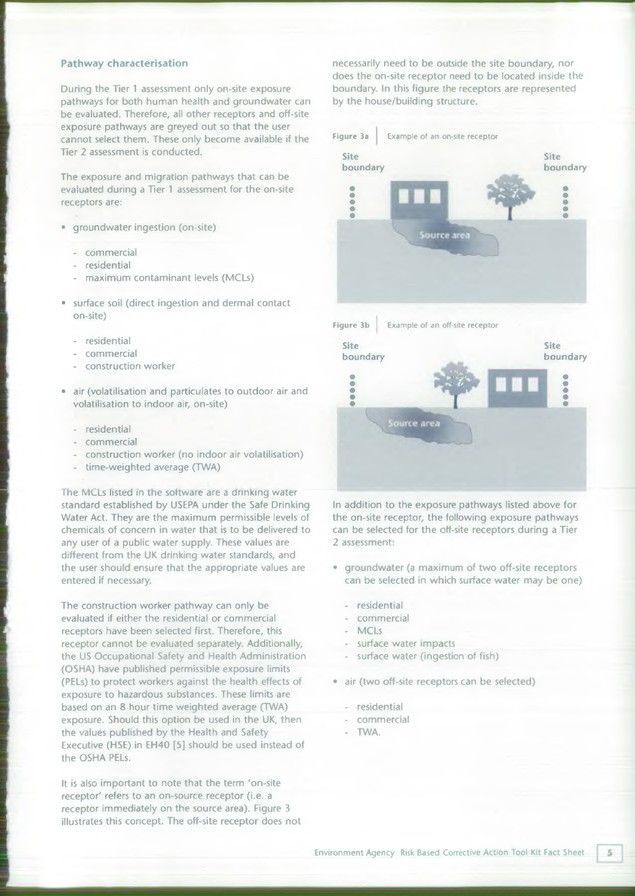### Pathway characterisation

During the Tier 1 assessment only on-site exposure pathways for both human health and groundwater can be evaluated. Therefore, all other receptors and off-site exposure pathways are greyed out so that the user cannot select them. These only become available if the Tier 2 assessment is conducted.

The exposure and migration pathways that can be evaluated during a Tier 1 assessment for the on-site receptors are:

- groundwater ingestion (on-site)
    - commercial
    - residential
    - maximum contaminant levels (MCLs)
- surface soil (direct ingestion and dermal contact on-site)
    - residential
    - commercial
    - construction worker
- air (volatilisation and particulates to outdoor air and volatilisation to indoor air, on-site)
    - residential
    - commercial
    - construction worker (no indoor air volatilisation)
    - time-weighted average (TWA)

The MCLs listed in the software are a drinking water standard established by USEPA under the Safe Drinking Water Act. They are the maximum permissible levels of chemicals of concern in water that is to be delivered to any user of a public water supply. These values are different from the UK drinking water standards, and the user should ensure that the appropriate values are entered if necessary.

The construction worker pathway can only be evaluated if either the residential or commercial receptors have been selected first. Therefore, this receptor cannot be evaluated separately. Additionally, the US Occupational Safety and Health Administration (OSHA) have published permissible exposure limits (PELs) to protect workers against the health effects of exposure to hazardous substances. These limits are based on an 8 hour time weighted average (TWA) exposure. Should this option be used in the UK, then the values published by the Health and Safety Executive (HSE) in EH40 [5] should be used instead of the OSHA PELs.

It is also important to note that the term 'on-site receptor' refers to an on-source receptor (i.e. a receptor immediately on the source area). Figure 3 illustrates this concept. The off-site receptor does not necessarily need to be outside the site boundary, nor does the on-site receptor need to be located inside the boundary. In this figure the receptors are represented by the house/building structure.

**Figure 3a** Example of an on-site receptor

Site boundary — Source area — Site boundary

**Figure 3b** Example of an off-site receptor

Site boundary — Source area — Site boundary

In addition to the exposure pathways listed above for the on-site receptor, the following exposure pathways can be selected for the off-site receptors during a Tier 2 assessment:

- groundwater (a maximum of two off-site receptors can be selected in which surface water may be one)
    - residential
    - commercial
    - MCLs
    - surface water impacts
    - surface water (ingestion of fish)
- air (two off-site receptors can be selected)
    - residential
    - commercial
    - TWA.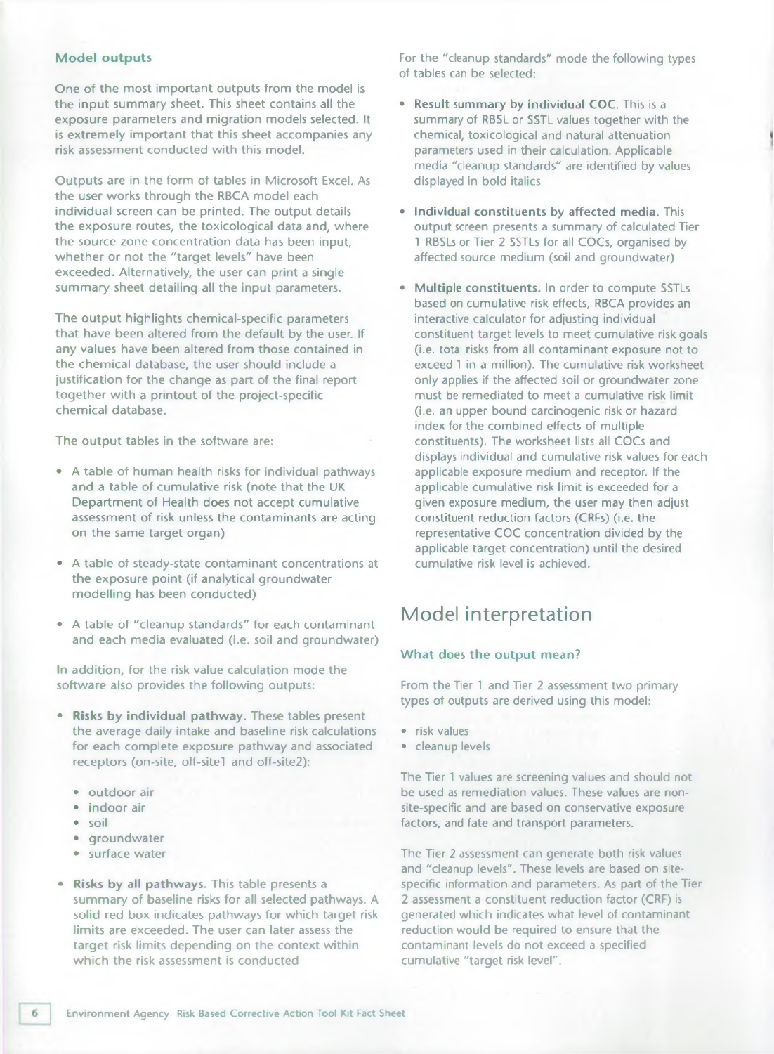### Model outputs

One of the most important outputs from the model is the input summary sheet. This sheet contains all the exposure parameters and migration models selected. It is extremely important that this sheet accompanies any risk assessment conducted with this model.

Outputs are in the form of tables in Microsoft Excel. As the user works through the RBCA model each individual screen can be printed. The output details the exposure routes, the toxicological data and, where the source zone concentration data has been input, whether or not the "target levels" have been exceeded. Alternatively, the user can print a single summary sheet detailing all the input parameters.

The output highlights chemical-specific parameters that have been altered from the default by the user. If any values have been altered from those contained in the chemical database, the user should include a justification for the change as part of the final report together with a printout of the project-specific chemical database.

The output tables in the software are:

- A table of human health risks for individual pathways and a table of cumulative risk (note that the UK Department of Health does not accept cumulative assessment of risk unless the contaminants are acting on the same target organ)
- A table of steady-state contaminant concentrations at the exposure point (if analytical groundwater modelling has been conducted)
- A table of "cleanup standards" for each contaminant and each media evaluated (i.e. soil and groundwater)

In addition, for the risk value calculation mode the software also provides the following outputs:

- **Risks by individual pathway.** These tables present the average daily intake and baseline risk calculations for each complete exposure pathway and associated receptors (on-site, off-site1 and off-site2):
  - outdoor air
  - indoor air
  - soil
  - groundwater
  - surface water
- **Risks by all pathways.** This table presents a summary of baseline risks for all selected pathways. A solid red box indicates pathways for which target risk limits are exceeded. The user can later assess the target risk limits depending on the context within which the risk assessment is conducted

For the "cleanup standards" mode the following types of tables can be selected:

- **Result summary by individual COC.** This is a summary of RBSL or SSTL values together with the chemical, toxicological and natural attenuation parameters used in their calculation. Applicable media "cleanup standards" are identified by values displayed in bold italics
- **Individual constituents by affected media.** This output screen presents a summary of calculated Tier 1 RBSLs or Tier 2 SSTLs for all COCs, organised by affected source medium (soil and groundwater)
- **Multiple constituents.** In order to compute SSTLs based on cumulative risk effects, RBCA provides an interactive calculator for adjusting individual constituent target levels to meet cumulative risk goals (i.e. total risks from all contaminant exposure not to exceed 1 in a million). The cumulative risk worksheet only applies if the affected soil or groundwater zone must be remediated to meet a cumulative risk limit (i.e. an upper bound carcinogenic risk or hazard index for the combined effects of multiple constituents). The worksheet lists all COCs and displays individual and cumulative risk values for each applicable exposure medium and receptor. If the applicable cumulative risk limit is exceeded for a given exposure medium, the user may then adjust constituent reduction factors (CRFs) (i.e. the representative COC concentration divided by the applicable target concentration) until the desired cumulative risk level is achieved.

## Model interpretation

### What does the output mean?

From the Tier 1 and Tier 2 assessment two primary types of outputs are derived using this model:

- risk values
- cleanup levels

The Tier 1 values are screening values and should not be used as remediation values. These values are non-site-specific and are based on conservative exposure factors, and fate and transport parameters.

The Tier 2 assessment can generate both risk values and "cleanup levels". These levels are based on site-specific information and parameters. As part of the Tier 2 assessment a constituent reduction factor (CRF) is generated which indicates what level of contaminant reduction would be required to ensure that the contaminant levels do not exceed a specified cumulative "target risk level".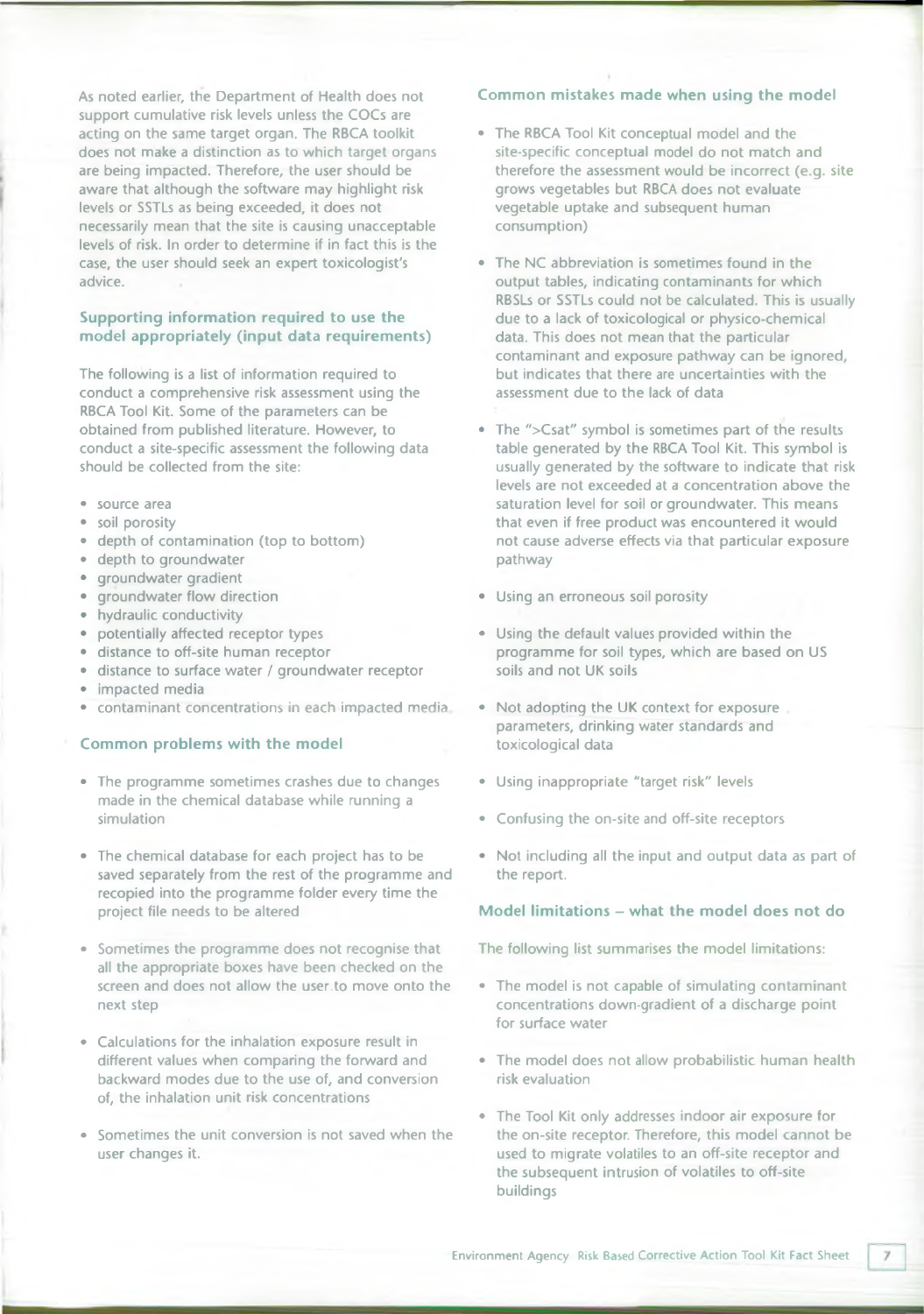As noted earlier, the Department of Health does not support cumulative risk levels unless the COCs are acting on the same target organ. The RBCA toolkit does not make a distinction as to which target organs are being impacted. Therefore, the user should be aware that although the software may highlight risk levels or SSTLs as being exceeded, it does not necessarily mean that the site is causing unacceptable levels of risk. In order to determine if in fact this is the case, the user should seek an expert toxicologist's advice.

## Supporting information required to use the model appropriately (input data requirements)

The following is a list of information required to conduct a comprehensive risk assessment using the RBCA Tool Kit. Some of the parameters can be obtained from published literature. However, to conduct a site-specific assessment the following data should be collected from the site:

- source area
- soil porosity
- depth of contamination (top to bottom)
- depth to groundwater
- groundwater gradient
- groundwater flow direction
- hydraulic conductivity
- potentially affected receptor types
- distance to off-site human receptor
- distance to surface water / groundwater receptor
- impacted media
- contaminant concentrations in each impacted media.

## Common problems with the model

- The programme sometimes crashes due to changes made in the chemical database while running a simulation
- The chemical database for each project has to be saved separately from the rest of the programme and recopied into the programme folder every time the project file needs to be altered
- Sometimes the programme does not recognise that all the appropriate boxes have been checked on the screen and does not allow the user to move onto the next step
- Calculations for the inhalation exposure result in different values when comparing the forward and backward modes due to the use of, and conversion of, the inhalation unit risk concentrations
- Sometimes the unit conversion is not saved when the user changes it.

## Common mistakes made when using the model

- The RBCA Tool Kit conceptual model and the site-specific conceptual model do not match and therefore the assessment would be incorrect (e.g. site grows vegetables but RBCA does not evaluate vegetable uptake and subsequent human consumption)
- The NC abbreviation is sometimes found in the output tables, indicating contaminants for which RBSLs or SSTLs could not be calculated. This is usually due to a lack of toxicological or physico-chemical data. This does not mean that the particular contaminant and exposure pathway can be ignored, but indicates that there are uncertainties with the assessment due to the lack of data
- The ">Csat" symbol is sometimes part of the results table generated by the RBCA Tool Kit. This symbol is usually generated by the software to indicate that risk levels are not exceeded at a concentration above the saturation level for soil or groundwater. This means that even if free product was encountered it would not cause adverse effects via that particular exposure pathway
- Using an erroneous soil porosity
- Using the default values provided within the programme for soil types, which are based on US soils and not UK soils
- Not adopting the UK context for exposure parameters, drinking water standards and toxicological data
- Using inappropriate "target risk" levels
- Confusing the on-site and off-site receptors
- Not including all the input and output data as part of the report.

## Model limitations – what the model does not do

The following list summarises the model limitations:

- The model is not capable of simulating contaminant concentrations down-gradient of a discharge point for surface water
- The model does not allow probabilistic human health risk evaluation
- The Tool Kit only addresses indoor air exposure for the on-site receptor. Therefore, this model cannot be used to migrate volatiles to an off-site receptor and the subsequent intrusion of volatiles to off-site buildings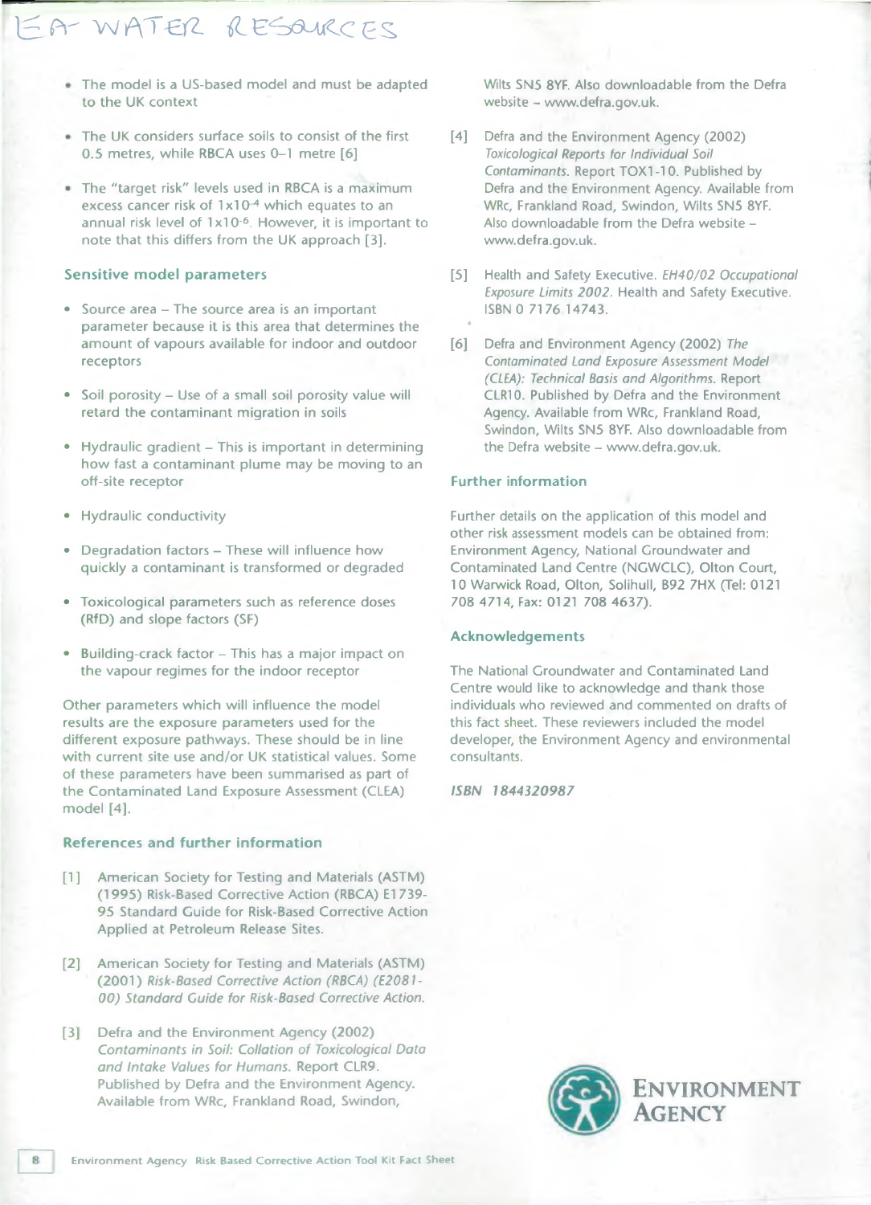EA WATER RESOURCES

- The model is a US-based model and must be adapted to the UK context
- The UK considers surface soils to consist of the first 0.5 metres, while RBCA uses 0–1 metre [6]
- The "target risk" levels used in RBCA is a maximum excess cancer risk of $1 \times 10^{-4}$ which equates to an annual risk level of $1 \times 10^{-6}$. However, it is important to note that this differs from the UK approach [3].

### Sensitive model parameters

- Source area – The source area is an important parameter because it is this area that determines the amount of vapours available for indoor and outdoor receptors
- Soil porosity – Use of a small soil porosity value will retard the contaminant migration in soils
- Hydraulic gradient – This is important in determining how fast a contaminant plume may be moving to an off-site receptor
- Hydraulic conductivity
- Degradation factors – These will influence how quickly a contaminant is transformed or degraded
- Toxicological parameters such as reference doses (RfD) and slope factors (SF)
- Building-crack factor – This has a major impact on the vapour regimes for the indoor receptor

Other parameters which will influence the model results are the exposure parameters used for the different exposure pathways. These should be in line with current site use and/or UK statistical values. Some of these parameters have been summarised as part of the Contaminated Land Exposure Assessment (CLEA) model [4].

### References and further information

[1] American Society for Testing and Materials (ASTM) (1995) Risk-Based Corrective Action (RBCA) E1739-95 Standard Guide for Risk-Based Corrective Action Applied at Petroleum Release Sites.

[2] American Society for Testing and Materials (ASTM) (2001) *Risk-Based Corrective Action (RBCA) (E2081-00) Standard Guide for Risk-Based Corrective Action.*

[3] Defra and the Environment Agency (2002) *Contaminants in Soil: Collation of Toxicological Data and Intake Values for Humans.* Report CLR9. Published by Defra and the Environment Agency. Available from WRc, Frankland Road, Swindon, Wilts SN5 8YF. Also downloadable from the Defra website – www.defra.gov.uk.

[4] Defra and the Environment Agency (2002) *Toxicological Reports for Individual Soil Contaminants.* Report TOX1-10. Published by Defra and the Environment Agency. Available from WRc, Frankland Road, Swindon, Wilts SN5 8YF. Also downloadable from the Defra website – www.defra.gov.uk.

[5] Health and Safety Executive. *EH40/02 Occupational Exposure Limits 2002.* Health and Safety Executive. ISBN 0 7176 14743.

[6] Defra and Environment Agency (2002) *The Contaminated Land Exposure Assessment Model (CLEA): Technical Basis and Algorithms.* Report CLR10. Published by Defra and the Environment Agency. Available from WRc, Frankland Road, Swindon, Wilts SN5 8YF. Also downloadable from the Defra website – www.defra.gov.uk.

### Further information

Further details on the application of this model and other risk assessment models can be obtained from: Environment Agency, National Groundwater and Contaminated Land Centre (NGWCLC), Olton Court, 10 Warwick Road, Olton, Solihull, B92 7HX (Tel: 0121 708 4714, Fax: 0121 708 4637).

### Acknowledgements

The National Groundwater and Contaminated Land Centre would like to acknowledge and thank those individuals who reviewed and commented on drafts of this fact sheet. These reviewers included the model developer, the Environment Agency and environmental consultants.

*ISBN 1844320987*

ENVIRONMENT AGENCY